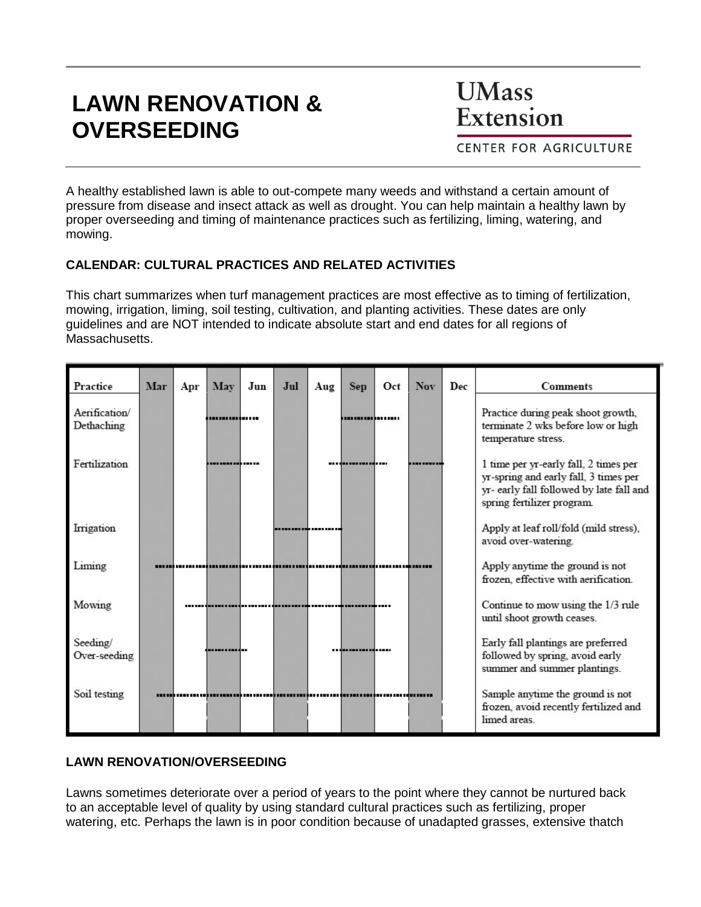# LAWN RENOVATION & OVERSEEDING

**UMass Extension**
CENTER FOR AGRICULTURE

A healthy established lawn is able to out-compete many weeds and withstand a certain amount of pressure from disease and insect attack as well as drought. You can help maintain a healthy lawn by proper overseeding and timing of maintenance practices such as fertilizing, liming, watering, and mowing.

### CALENDAR: CULTURAL PRACTICES AND RELATED ACTIVITIES

This chart summarizes when turf management practices are most effective as to timing of fertilization, mowing, irrigation, liming, soil testing, cultivation, and planting activities. These dates are only guidelines and are NOT intended to indicate absolute start and end dates for all regions of Massachusetts.

| Practice | Mar | Apr | May | Jun | Jul | Aug | Sep | Oct | Nov | Dec | Comments |
|---|---|---|---|---|---|---|---|---|---|---|---|
| Aerification/ Dethaching | | | x | x | | | x | x | | | Practice during peak shoot growth, terminate 2 wks before low or high temperature stress. |
| Fertilization | | | x | x | | x | x | x | x | | 1 time per yr-early fall, 2 times per yr-spring and early fall, 3 times per yr- early fall followed by late fall and spring fertilizer program. |
| Irrigation | | | | | x | x | | | | | Apply at leaf roll/fold (mild stress), avoid over-watering. |
| Liming | x | x | x | x | x | x | x | x | x | | Apply anytime the ground is not frozen, effective with aerification. |
| Mowing | | x | x | x | x | x | x | x | | | Continue to mow using the 1/3 rule until shoot growth ceases. |
| Seeding/ Over-seeding | | | x | | | x | x | x | | | Early fall plantings are preferred followed by spring, avoid early summer and summer plantings. |
| Soil testing | x | x | x | x | x | x | x | x | x | | Sample anytime the ground is not frozen, avoid recently fertilized and limed areas. |

### LAWN RENOVATION/OVERSEEDING

Lawns sometimes deteriorate over a period of years to the point where they cannot be nurtured back to an acceptable level of quality by using standard cultural practices such as fertilizing, proper watering, etc. Perhaps the lawn is in poor condition because of unadapted grasses, extensive thatch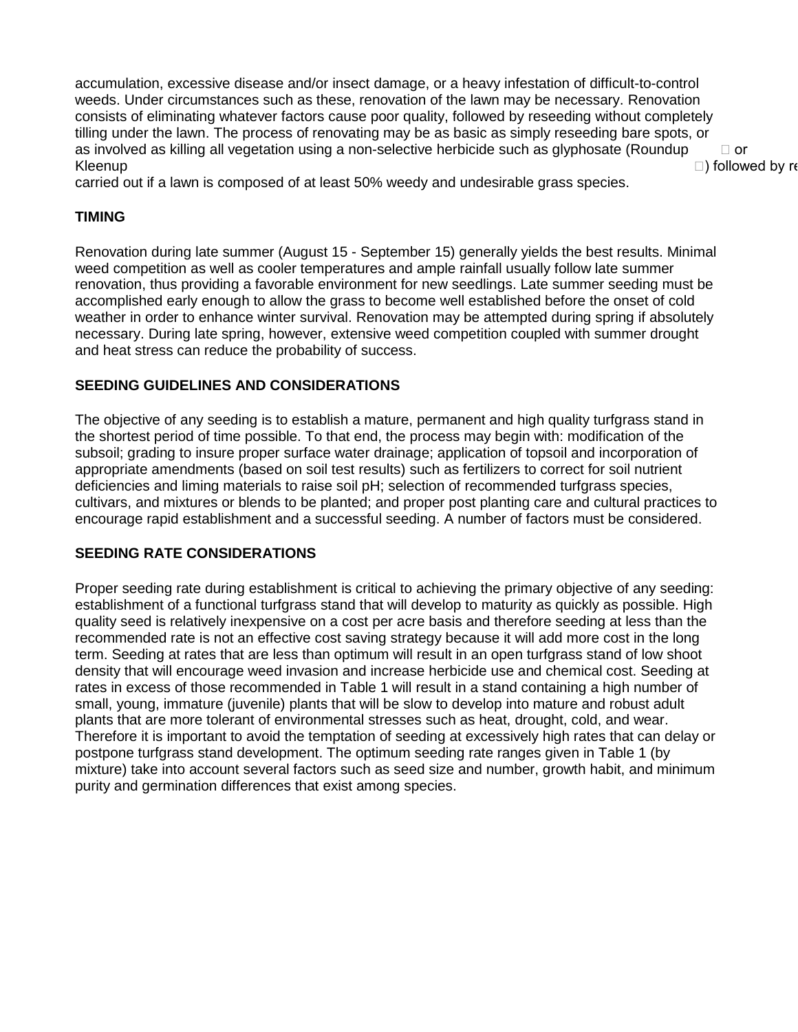accumulation, excessive disease and/or insect damage, or a heavy infestation of difficult-to-control weeds. Under circumstances such as these, renovation of the lawn may be necessary. Renovation consists of eliminating whatever factors cause poor quality, followed by reseeding without completely tilling under the lawn. The process of renovating may be as basic as simply reseeding bare spots, or as involved as killing all vegetation using a non-selective herbicide such as glyphosate (Roundup  or Kleenup ) followed by re carried out if a lawn is composed of at least 50% weedy and undesirable grass species.

**TIMING**

Renovation during late summer (August 15 - September 15) generally yields the best results. Minimal weed competition as well as cooler temperatures and ample rainfall usually follow late summer renovation, thus providing a favorable environment for new seedlings. Late summer seeding must be accomplished early enough to allow the grass to become well established before the onset of cold weather in order to enhance winter survival. Renovation may be attempted during spring if absolutely necessary. During late spring, however, extensive weed competition coupled with summer drought and heat stress can reduce the probability of success.

**SEEDING GUIDELINES AND CONSIDERATIONS**

The objective of any seeding is to establish a mature, permanent and high quality turfgrass stand in the shortest period of time possible. To that end, the process may begin with: modification of the subsoil; grading to insure proper surface water drainage; application of topsoil and incorporation of appropriate amendments (based on soil test results) such as fertilizers to correct for soil nutrient deficiencies and liming materials to raise soil pH; selection of recommended turfgrass species, cultivars, and mixtures or blends to be planted; and proper post planting care and cultural practices to encourage rapid establishment and a successful seeding. A number of factors must be considered.

**SEEDING RATE CONSIDERATIONS**

Proper seeding rate during establishment is critical to achieving the primary objective of any seeding: establishment of a functional turfgrass stand that will develop to maturity as quickly as possible. High quality seed is relatively inexpensive on a cost per acre basis and therefore seeding at less than the recommended rate is not an effective cost saving strategy because it will add more cost in the long term. Seeding at rates that are less than optimum will result in an open turfgrass stand of low shoot density that will encourage weed invasion and increase herbicide use and chemical cost. Seeding at rates in excess of those recommended in Table 1 will result in a stand containing a high number of small, young, immature (juvenile) plants that will be slow to develop into mature and robust adult plants that are more tolerant of environmental stresses such as heat, drought, cold, and wear. Therefore it is important to avoid the temptation of seeding at excessively high rates that can delay or postpone turfgrass stand development. The optimum seeding rate ranges given in Table 1 (by mixture) take into account several factors such as seed size and number, growth habit, and minimum purity and germination differences that exist among species.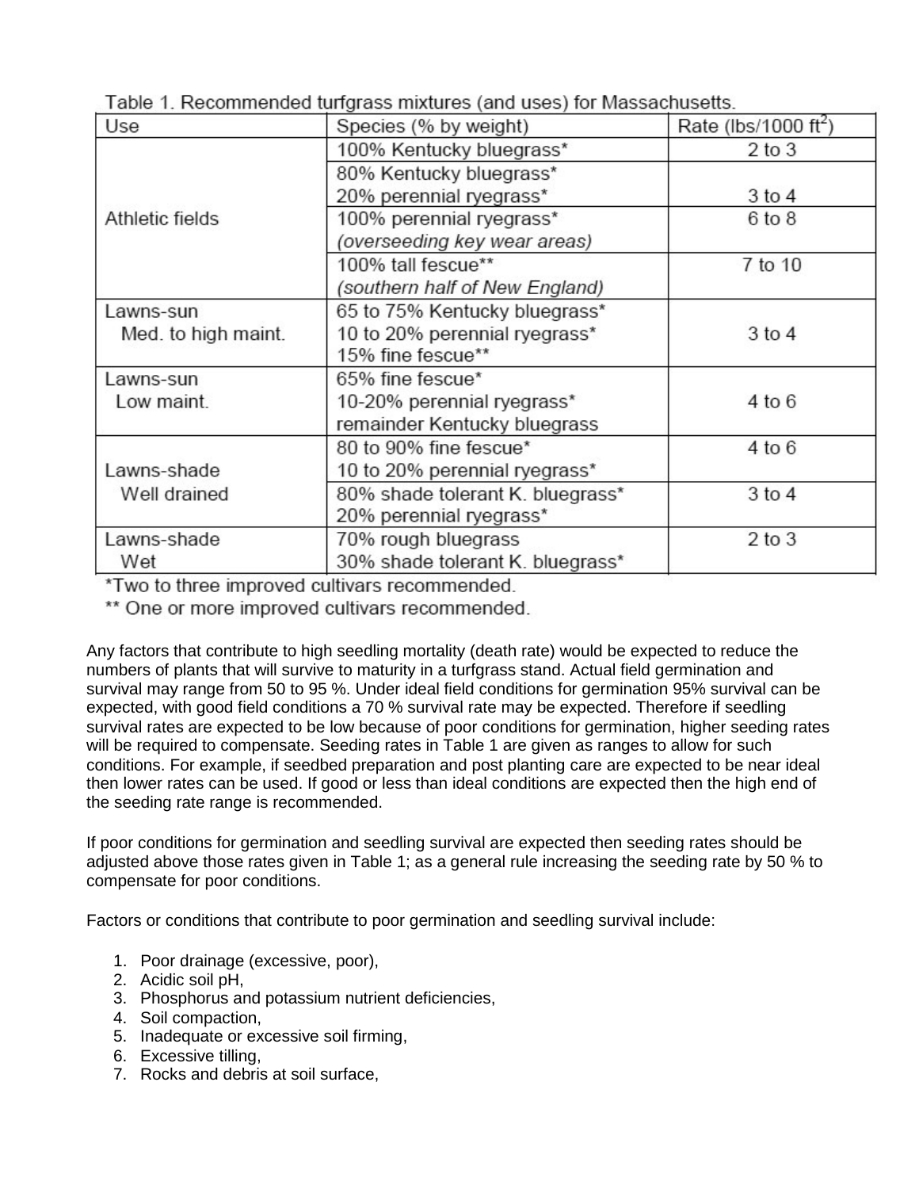Table 1. Recommended turfgrass mixtures (and uses) for Massachusetts.

| Use | Species (% by weight) | Rate (lbs/1000 ft$^2$) |
|---|---|---|
| Athletic fields | 100% Kentucky bluegrass* | 2 to 3 |
| | 80% Kentucky bluegrass*<br>20% perennial ryegrass* | 3 to 4 |
| | 100% perennial ryegrass*<br>*(overseeding key wear areas)* | 6 to 8 |
| | 100% tall fescue**<br>*(southern half of New England)* | 7 to 10 |
| Lawns-sun<br>Med. to high maint. | 65 to 75% Kentucky bluegrass*<br>10 to 20% perennial ryegrass*<br>15% fine fescue** | 3 to 4 |
| Lawns-sun<br>Low maint. | 65% fine fescue*<br>10-20% perennial ryegrass*<br>remainder Kentucky bluegrass | 4 to 6 |
| Lawns-shade<br>Well drained | 80 to 90% fine fescue*<br>10 to 20% perennial ryegrass* | 4 to 6 |
| | 80% shade tolerant K. bluegrass*<br>20% perennial ryegrass* | 3 to 4 |
| Lawns-shade<br>Wet | 70% rough bluegrass<br>30% shade tolerant K. bluegrass* | 2 to 3 |

*Two to three improved cultivars recommended.

** One or more improved cultivars recommended.

Any factors that contribute to high seedling mortality (death rate) would be expected to reduce the numbers of plants that will survive to maturity in a turfgrass stand. Actual field germination and survival may range from 50 to 95 %. Under ideal field conditions for germination 95% survival can be expected, with good field conditions a 70 % survival rate may be expected. Therefore if seedling survival rates are expected to be low because of poor conditions for germination, higher seeding rates will be required to compensate. Seeding rates in Table 1 are given as ranges to allow for such conditions. For example, if seedbed preparation and post planting care are expected to be near ideal then lower rates can be used. If good or less than ideal conditions are expected then the high end of the seeding rate range is recommended.

If poor conditions for germination and seedling survival are expected then seeding rates should be adjusted above those rates given in Table 1; as a general rule increasing the seeding rate by 50 % to compensate for poor conditions.

Factors or conditions that contribute to poor germination and seedling survival include:

1. Poor drainage (excessive, poor),
2. Acidic soil pH,
3. Phosphorus and potassium nutrient deficiencies,
4. Soil compaction,
5. Inadequate or excessive soil firming,
6. Excessive tilling,
7. Rocks and debris at soil surface,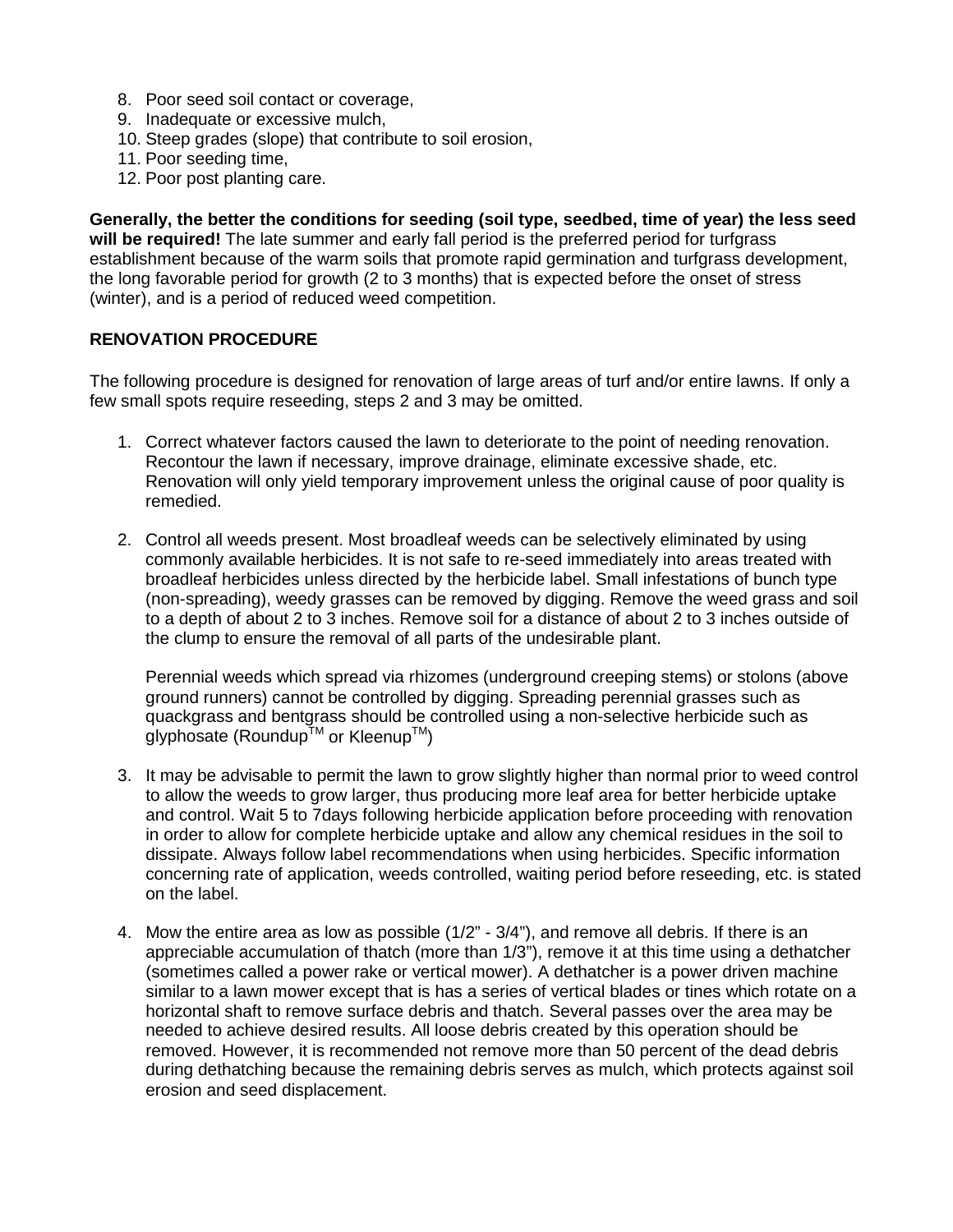8. Poor seed soil contact or coverage,
9. Inadequate or excessive mulch,
10. Steep grades (slope) that contribute to soil erosion,
11. Poor seeding time,
12. Poor post planting care.

**Generally, the better the conditions for seeding (soil type, seedbed, time of year) the less seed will be required!** The late summer and early fall period is the preferred period for turfgrass establishment because of the warm soils that promote rapid germination and turfgrass development, the long favorable period for growth (2 to 3 months) that is expected before the onset of stress (winter), and is a period of reduced weed competition.

**RENOVATION PROCEDURE**

The following procedure is designed for renovation of large areas of turf and/or entire lawns. If only a few small spots require reseeding, steps 2 and 3 may be omitted.

1. Correct whatever factors caused the lawn to deteriorate to the point of needing renovation. Recontour the lawn if necessary, improve drainage, eliminate excessive shade, etc. Renovation will only yield temporary improvement unless the original cause of poor quality is remedied.

2. Control all weeds present. Most broadleaf weeds can be selectively eliminated by using commonly available herbicides. It is not safe to re-seed immediately into areas treated with broadleaf herbicides unless directed by the herbicide label. Small infestations of bunch type (non-spreading), weedy grasses can be removed by digging. Remove the weed grass and soil to a depth of about 2 to 3 inches. Remove soil for a distance of about 2 to 3 inches outside of the clump to ensure the removal of all parts of the undesirable plant.

   Perennial weeds which spread via rhizomes (underground creeping stems) or stolons (above ground runners) cannot be controlled by digging. Spreading perennial grasses such as quackgrass and bentgrass should be controlled using a non-selective herbicide such as glyphosate (Roundup™ or Kleenup™)

3. It may be advisable to permit the lawn to grow slightly higher than normal prior to weed control to allow the weeds to grow larger, thus producing more leaf area for better herbicide uptake and control. Wait 5 to 7days following herbicide application before proceeding with renovation in order to allow for complete herbicide uptake and allow any chemical residues in the soil to dissipate. Always follow label recommendations when using herbicides. Specific information concerning rate of application, weeds controlled, waiting period before reseeding, etc. is stated on the label.

4. Mow the entire area as low as possible (1/2" - 3/4"), and remove all debris. If there is an appreciable accumulation of thatch (more than 1/3"), remove it at this time using a dethatcher (sometimes called a power rake or vertical mower). A dethatcher is a power driven machine similar to a lawn mower except that is has a series of vertical blades or tines which rotate on a horizontal shaft to remove surface debris and thatch. Several passes over the area may be needed to achieve desired results. All loose debris created by this operation should be removed. However, it is recommended not remove more than 50 percent of the dead debris during dethatching because the remaining debris serves as mulch, which protects against soil erosion and seed displacement.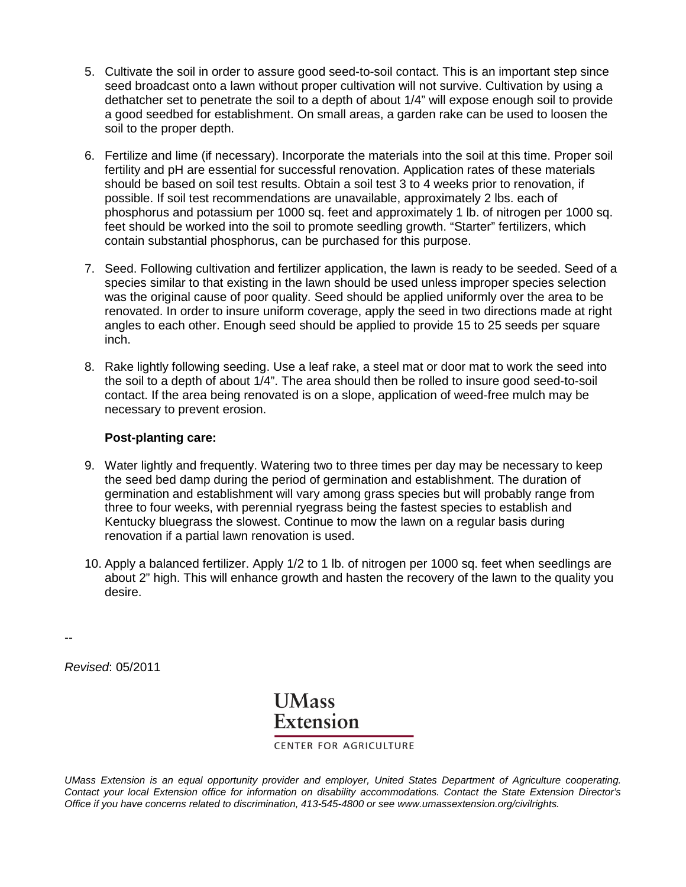5. Cultivate the soil in order to assure good seed-to-soil contact. This is an important step since seed broadcast onto a lawn without proper cultivation will not survive. Cultivation by using a dethatcher set to penetrate the soil to a depth of about 1/4" will expose enough soil to provide a good seedbed for establishment. On small areas, a garden rake can be used to loosen the soil to the proper depth.

6. Fertilize and lime (if necessary). Incorporate the materials into the soil at this time. Proper soil fertility and pH are essential for successful renovation. Application rates of these materials should be based on soil test results. Obtain a soil test 3 to 4 weeks prior to renovation, if possible. If soil test recommendations are unavailable, approximately 2 lbs. each of phosphorus and potassium per 1000 sq. feet and approximately 1 lb. of nitrogen per 1000 sq. feet should be worked into the soil to promote seedling growth. "Starter" fertilizers, which contain substantial phosphorus, can be purchased for this purpose.

7. Seed. Following cultivation and fertilizer application, the lawn is ready to be seeded. Seed of a species similar to that existing in the lawn should be used unless improper species selection was the original cause of poor quality. Seed should be applied uniformly over the area to be renovated. In order to insure uniform coverage, apply the seed in two directions made at right angles to each other. Enough seed should be applied to provide 15 to 25 seeds per square inch.

8. Rake lightly following seeding. Use a leaf rake, a steel mat or door mat to work the seed into the soil to a depth of about 1/4". The area should then be rolled to insure good seed-to-soil contact. If the area being renovated is on a slope, application of weed-free mulch may be necessary to prevent erosion.

**Post-planting care:**

9. Water lightly and frequently. Watering two to three times per day may be necessary to keep the seed bed damp during the period of germination and establishment. The duration of germination and establishment will vary among grass species but will probably range from three to four weeks, with perennial ryegrass being the fastest species to establish and Kentucky bluegrass the slowest. Continue to mow the lawn on a regular basis during renovation if a partial lawn renovation is used.

10. Apply a balanced fertilizer. Apply 1/2 to 1 lb. of nitrogen per 1000 sq. feet when seedlings are about 2" high. This will enhance growth and hasten the recovery of the lawn to the quality you desire.

--

*Revised*: 05/2011

UMass Extension

CENTER FOR AGRICULTURE

*UMass Extension is an equal opportunity provider and employer, United States Department of Agriculture cooperating. Contact your local Extension office for information on disability accommodations. Contact the State Extension Director's Office if you have concerns related to discrimination, 413-545-4800 or see www.umassextension.org/civilrights.*